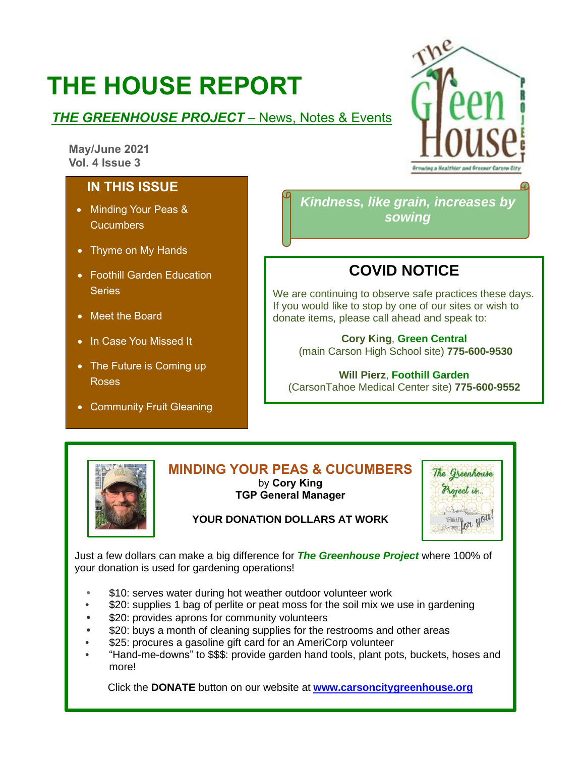# THE HOUSE REPORT

***THE GREENHOUSE PROJECT* – News, Notes & Events**

**May/June 2021**
**Vol. 4 Issue 3**

## IN THIS ISSUE

- Minding Your Peas & Cucumbers
- Thyme on My Hands
- Foothill Garden Education Series
- Meet the Board
- In Case You Missed It
- The Future is Coming up Roses
- Community Fruit Gleaning

***Kindness, like grain, increases by sowing***

## COVID NOTICE

We are continuing to observe safe practices these days. If you would like to stop by one of our sites or wish to donate items, please call ahead and speak to:

**Cory King**, **Green Central**
(main Carson High School site) **775-600-9530**

**Will Pierz**, **Foothill Garden**
(CarsonTahoe Medical Center site) **775-600-9552**

## MINDING YOUR PEAS & CUCUMBERS

by **Cory King**
**TGP General Manager**

**YOUR DONATION DOLLARS AT WORK**

Just a few dollars can make a big difference for ***The Greenhouse Project*** where 100% of your donation is used for gardening operations!

- $10: serves water during hot weather outdoor volunteer work
- $20: supplies 1 bag of perlite or peat moss for the soil mix we use in gardening
- $20: provides aprons for community volunteers
- $20: buys a month of cleaning supplies for the restrooms and other areas
- $25: procures a gasoline gift card for an AmeriCorp volunteer
- "Hand-me-downs" to $$$: provide garden hand tools, plant pots, buckets, hoses and more!

Click the **DONATE** button on our website at **www.carsoncitygreenhouse.org**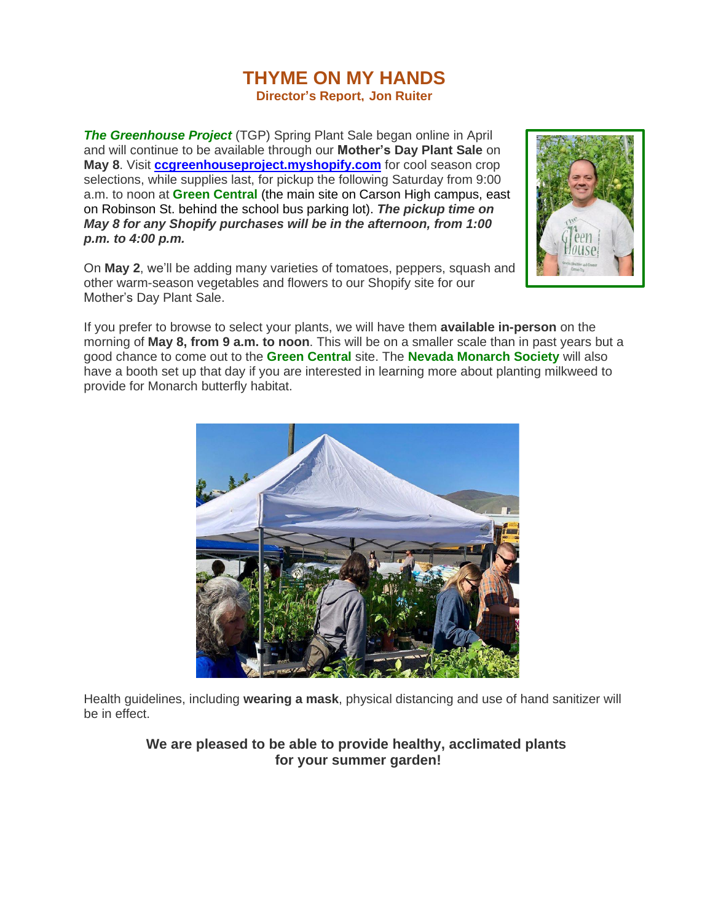# THYME ON MY HANDS

### Director's Report, Jon Ruiter

***The Greenhouse Project*** (TGP) Spring Plant Sale began online in April and will continue to be available through our **Mother's Day Plant Sale** on **May 8**. Visit **ccgreenhouseproject.myshopify.com** for cool season crop selections, while supplies last, for pickup the following Saturday from 9:00 a.m. to noon at **Green Central** (the main site on Carson High campus, east on Robinson St. behind the school bus parking lot). ***The pickup time on May 8 for any Shopify purchases will be in the afternoon, from 1:00 p.m. to 4:00 p.m.***

On **May 2**, we'll be adding many varieties of tomatoes, peppers, squash and other warm-season vegetables and flowers to our Shopify site for our Mother's Day Plant Sale.

If you prefer to browse to select your plants, we will have them **available in-person** on the morning of **May 8, from 9 a.m. to noon**. This will be on a smaller scale than in past years but a good chance to come out to the **Green Central** site. The **Nevada Monarch Society** will also have a booth set up that day if you are interested in learning more about planting milkweed to provide for Monarch butterfly habitat.

Health guidelines, including **wearing a mask**, physical distancing and use of hand sanitizer will be in effect.

**We are pleased to be able to provide healthy, acclimated plants for your summer garden!**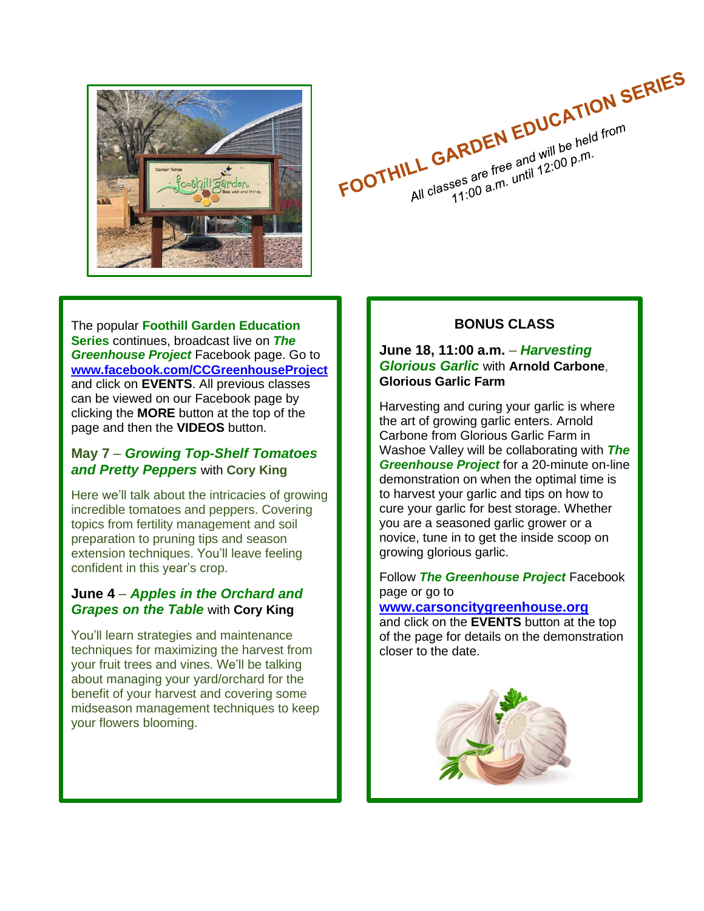# FOOTHILL GARDEN EDUCATION SERIES

All classes are free and will be held from 11:00 a.m. until 12:00 p.m.

The popular **Foothill Garden Education Series** continues, broadcast live on ***The Greenhouse Project*** Facebook page. Go to **www.facebook.com/CCGreenhouseProject** and click on **EVENTS**. All previous classes can be viewed on our Facebook page by clicking the **MORE** button at the top of the page and then the **VIDEOS** button.

### May 7 – *Growing Top-Shelf Tomatoes and Pretty Peppers* with Cory King

Here we'll talk about the intricacies of growing incredible tomatoes and peppers. Covering topics from fertility management and soil preparation to pruning tips and season extension techniques. You'll leave feeling confident in this year's crop.

### June 4 – *Apples in the Orchard and Grapes on the Table* with Cory King

You'll learn strategies and maintenance techniques for maximizing the harvest from your fruit trees and vines. We'll be talking about managing your yard/orchard for the benefit of your harvest and covering some midseason management techniques to keep your flowers blooming.

## BONUS CLASS

### June 18, 11:00 a.m. – *Harvesting Glorious Garlic* with Arnold Carbone, Glorious Garlic Farm

Harvesting and curing your garlic is where the art of growing garlic enters. Arnold Carbone from Glorious Garlic Farm in Washoe Valley will be collaborating with ***The Greenhouse Project*** for a 20-minute on-line demonstration on when the optimal time is to harvest your garlic and tips on how to cure your garlic for best storage. Whether you are a seasoned garlic grower or a novice, tune in to get the inside scoop on growing glorious garlic.

Follow ***The Greenhouse Project*** Facebook page or go to **www.carsoncitygreenhouse.org** and click on the **EVENTS** button at the top of the page for details on the demonstration closer to the date.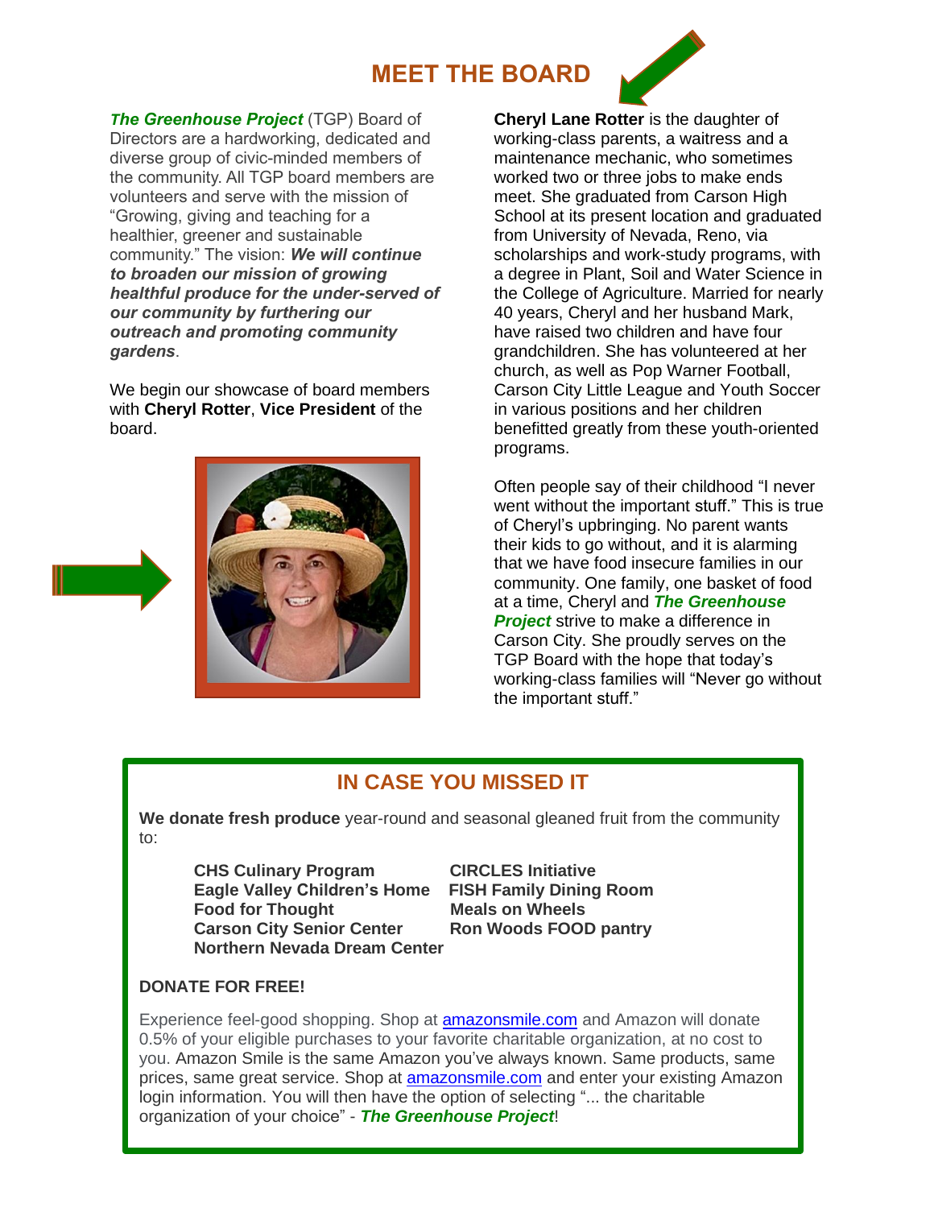# MEET THE BOARD

***The Greenhouse Project*** (TGP) Board of Directors are a hardworking, dedicated and diverse group of civic-minded members of the community. All TGP board members are volunteers and serve with the mission of "Growing, giving and teaching for a healthier, greener and sustainable community." The vision: ***We will continue to broaden our mission of growing healthful produce for the under-served of our community by furthering our outreach and promoting community gardens***.

We begin our showcase of board members with **Cheryl Rotter**, **Vice President** of the board.

**Cheryl Lane Rotter** is the daughter of working-class parents, a waitress and a maintenance mechanic, who sometimes worked two or three jobs to make ends meet. She graduated from Carson High School at its present location and graduated from University of Nevada, Reno, via scholarships and work-study programs, with a degree in Plant, Soil and Water Science in the College of Agriculture. Married for nearly 40 years, Cheryl and her husband Mark, have raised two children and have four grandchildren. She has volunteered at her church, as well as Pop Warner Football, Carson City Little League and Youth Soccer in various positions and her children benefitted greatly from these youth-oriented programs.

Often people say of their childhood "I never went without the important stuff." This is true of Cheryl's upbringing. No parent wants their kids to go without, and it is alarming that we have food insecure families in our community. One family, one basket of food at a time, Cheryl and ***The Greenhouse Project*** strive to make a difference in Carson City. She proudly serves on the TGP Board with the hope that today's working-class families will "Never go without the important stuff."

## IN CASE YOU MISSED IT

**We donate fresh produce** year-round and seasonal gleaned fruit from the community to:

- **CHS Culinary Program**
- **Eagle Valley Children's Home**
- **Food for Thought**
- **Carson City Senior Center**
- **Northern Nevada Dream Center**
- **CIRCLES Initiative**
- **FISH Family Dining Room**
- **Meals on Wheels**
- **Ron Woods FOOD pantry**

**DONATE FOR FREE!**

Experience feel-good shopping. Shop at amazonsmile.com and Amazon will donate 0.5% of your eligible purchases to your favorite charitable organization, at no cost to you. Amazon Smile is the same Amazon you've always known. Same products, same prices, same great service. Shop at amazonsmile.com and enter your existing Amazon login information. You will then have the option of selecting "... the charitable organization of your choice" - ***The Greenhouse Project***!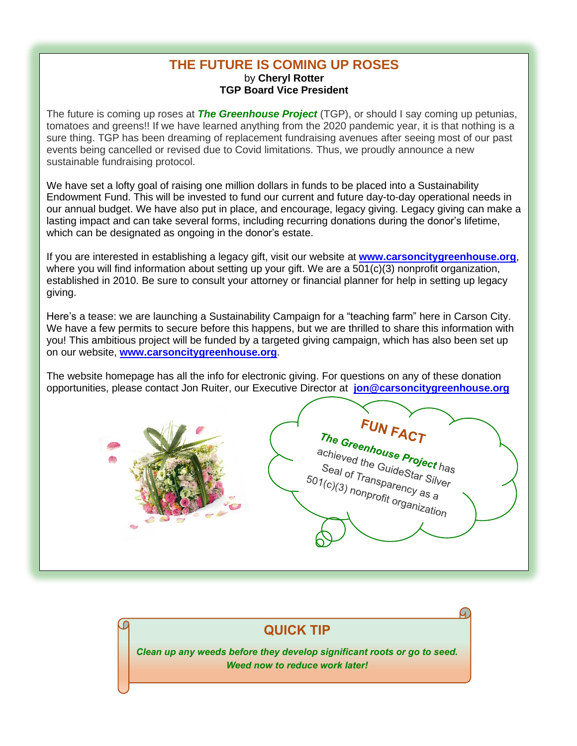## THE FUTURE IS COMING UP ROSES

by **Cheryl Rotter**
**TGP Board Vice President**

The future is coming up roses at ***The Greenhouse Project*** (TGP), or should I say coming up petunias, tomatoes and greens!! If we have learned anything from the 2020 pandemic year, it is that nothing is a sure thing. TGP has been dreaming of replacement fundraising avenues after seeing most of our past events being cancelled or revised due to Covid limitations. Thus, we proudly announce a new sustainable fundraising protocol.

We have set a lofty goal of raising one million dollars in funds to be placed into a Sustainability Endowment Fund. This will be invested to fund our current and future day-to-day operational needs in our annual budget. We have also put in place, and encourage, legacy giving. Legacy giving can make a lasting impact and can take several forms, including recurring donations during the donor's lifetime, which can be designated as ongoing in the donor's estate.

If you are interested in establishing a legacy gift, visit our website at **www.carsoncitygreenhouse.org**, where you will find information about setting up your gift. We are a 501(c)(3) nonprofit organization, established in 2010. Be sure to consult your attorney or financial planner for help in setting up legacy giving.

Here's a tease: we are launching a Sustainability Campaign for a "teaching farm" here in Carson City. We have a few permits to secure before this happens, but we are thrilled to share this information with you! This ambitious project will be funded by a targeted giving campaign, which has also been set up on our website, **www.carsoncitygreenhouse.org**.

The website homepage has all the info for electronic giving. For questions on any of these donation opportunities, please contact Jon Ruiter, our Executive Director at **jon@carsoncitygreenhouse.org**

**FUN FACT**

***The Greenhouse Project*** has achieved the GuideStar Silver Seal of Transparency as a 501(c)(3) nonprofit organization

## QUICK TIP

***Clean up any weeds before they develop significant roots or go to seed. Weed now to reduce work later!***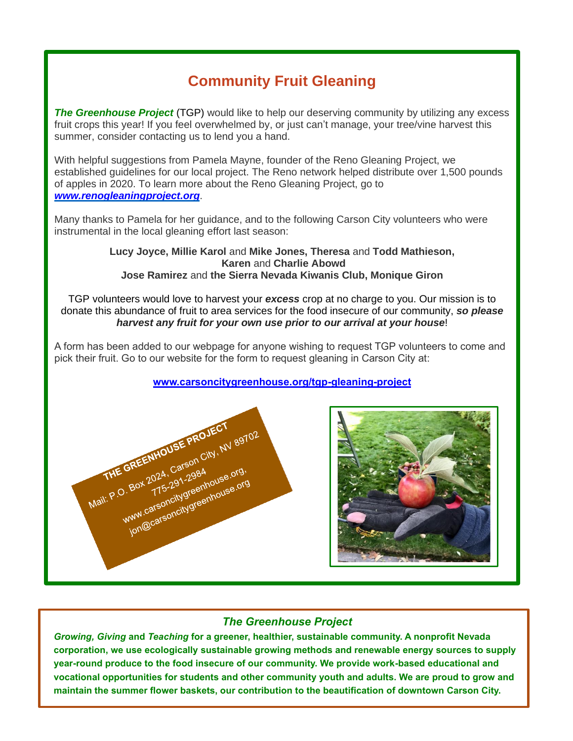# Community Fruit Gleaning

***The Greenhouse Project*** (TGP) would like to help our deserving community by utilizing any excess fruit crops this year! If you feel overwhelmed by, or just can't manage, your tree/vine harvest this summer, consider contacting us to lend you a hand.

With helpful suggestions from Pamela Mayne, founder of the Reno Gleaning Project, we established guidelines for our local project. The Reno network helped distribute over 1,500 pounds of apples in 2020. To learn more about the Reno Gleaning Project, go to ***www.renogleaningproject.org***.

Many thanks to Pamela for her guidance, and to the following Carson City volunteers who were instrumental in the local gleaning effort last season:

**Lucy Joyce, Millie Karol** and **Mike Jones, Theresa** and **Todd Mathieson, Karen** and **Charlie Abowd**
**Jose Ramirez** and **the Sierra Nevada Kiwanis Club, Monique Giron**

TGP volunteers would love to harvest your ***excess*** crop at no charge to you. Our mission is to donate this abundance of fruit to area services for the food insecure of our community, ***so please harvest any fruit for your own use prior to our arrival at your house***!

A form has been added to our webpage for anyone wishing to request TGP volunteers to come and pick their fruit. Go to our website for the form to request gleaning in Carson City at:

**www.carsoncitygreenhouse.org/tgp-gleaning-project**

**THE GREENHOUSE PROJECT**
Mail: P.O. Box 2024, Carson City, NV 89702
775-291-2984
www.carsoncitygreenhouse.org,
jon@carsoncitygreenhouse.org

## *The Greenhouse Project*

***Growing, Giving*** **and** ***Teaching*** **for a greener, healthier, sustainable community. A nonprofit Nevada corporation, we use ecologically sustainable growing methods and renewable energy sources to supply year-round produce to the food insecure of our community. We provide work-based educational and vocational opportunities for students and other community youth and adults. We are proud to grow and maintain the summer flower baskets, our contribution to the beautification of downtown Carson City.**